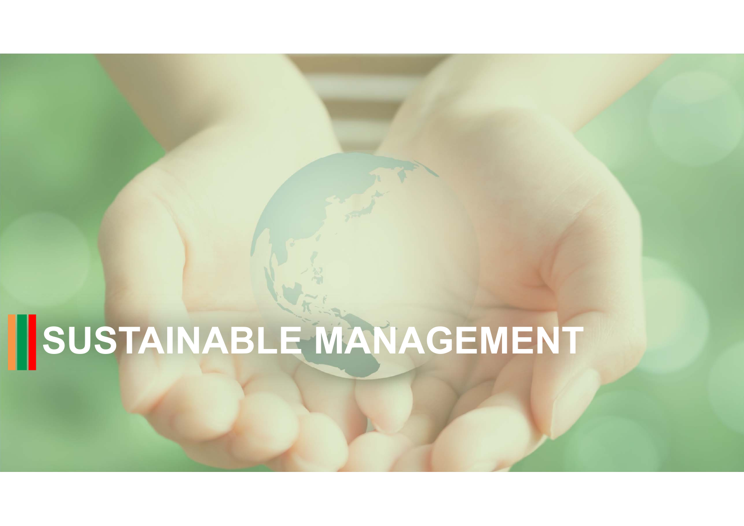# SUSTAINABLE MANAGEMENT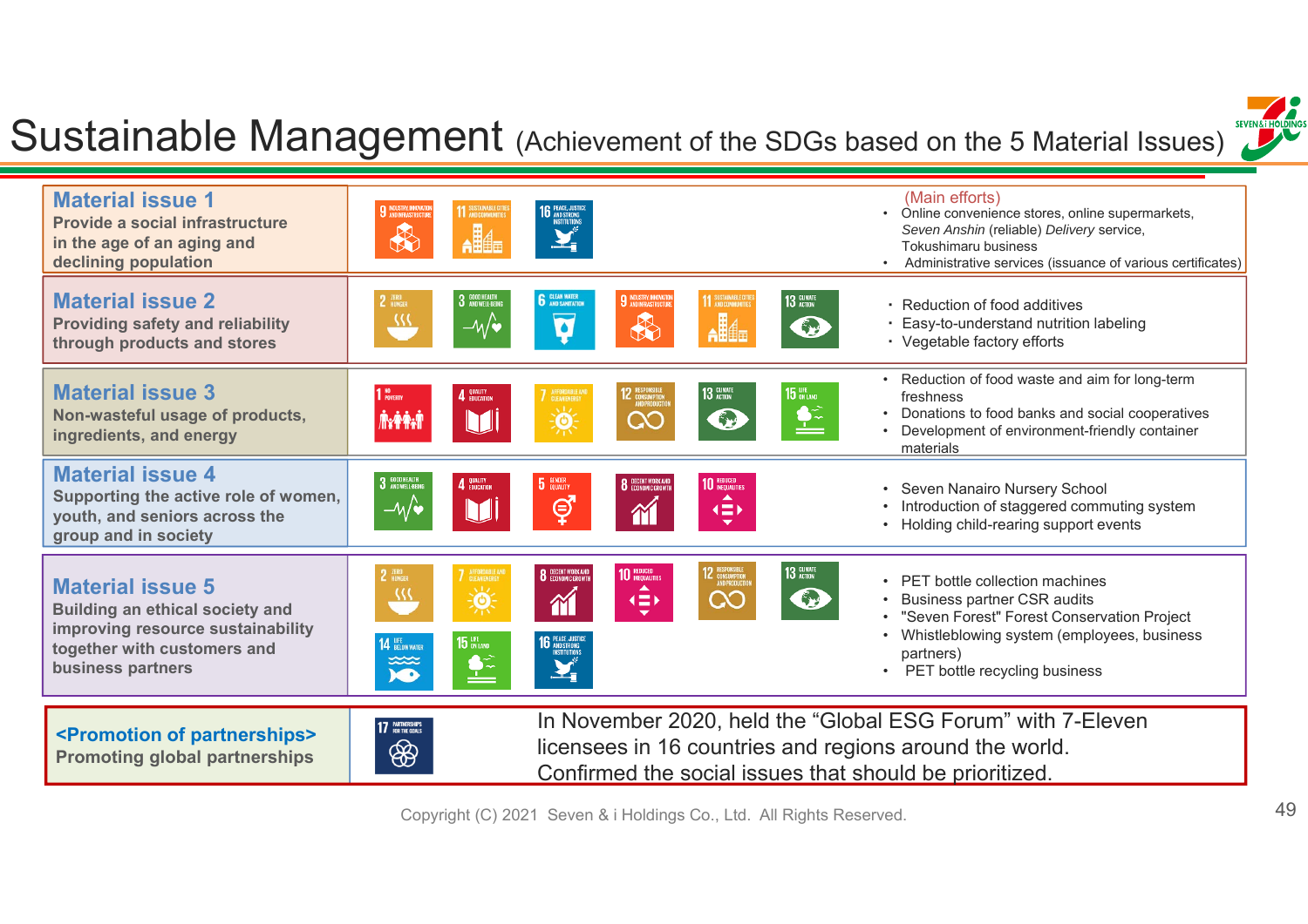# Sustainable Management (Achievement of the SDGs based on the 5 Material Issues)

| Material issue | SDGs | (Main efforts) |
|---|---|---|
| **Material issue 1**<br>Provide a social infrastructure in the age of an aging and declining population | 9 Industry, Innovation and Infrastructure; 11 Sustainable Cities and Communities; 16 Peace, Justice and Strong Institutions | • Online convenience stores, online supermarkets, *Seven Anshin* (reliable) *Delivery* service, Tokushimaru business<br>• Administrative services (issuance of various certificates) |
| **Material issue 2**<br>Providing safety and reliability through products and stores | 2 Zero Hunger; 3 Good Health and Well-Being; 6 Clean Water and Sanitation; 9 Industry, Innovation and Infrastructure; 11 Sustainable Cities and Communities; 13 Climate Action | • Reduction of food additives<br>• Easy-to-understand nutrition labeling<br>• Vegetable factory efforts |
| **Material issue 3**<br>Non-wasteful usage of products, ingredients, and energy | 1 No Poverty; 4 Quality Education; 7 Affordable and Clean Energy; 12 Responsible Consumption and Production; 13 Climate Action; 15 Life on Land | • Reduction of food waste and aim for long-term freshness<br>• Donations to food banks and social cooperatives<br>• Development of environment-friendly container materials |
| **Material issue 4**<br>Supporting the active role of women, youth, and seniors across the group and in society | 3 Good Health and Well-Being; 4 Quality Education; 5 Gender Equality; 8 Decent Work and Economic Growth; 10 Reduced Inequalities | • Seven Nanairo Nursery School<br>• Introduction of staggered commuting system<br>• Holding child-rearing support events |
| **Material issue 5**<br>Building an ethical society and improving resource sustainability together with customers and business partners | 2 Zero Hunger; 7 Affordable and Clean Energy; 8 Decent Work and Economic Growth; 10 Reduced Inequalities; 12 Responsible Consumption and Production; 13 Climate Action; 14 Life Below Water; 15 Life on Land; 16 Peace, Justice and Strong Institutions | • PET bottle collection machines<br>• Business partner CSR audits<br>• "Seven Forest" Forest Conservation Project<br>• Whistleblowing system (employees, business partners)<br>• PET bottle recycling business |
| **<Promotion of partnerships>**<br>Promoting global partnerships | 17 Partnerships for the Goals | In November 2020, held the "Global ESG Forum" with 7-Eleven licensees in 16 countries and regions around the world. Confirmed the social issues that should be prioritized. |

Copyright (C) 2021 Seven & i Holdings Co., Ltd. All Rights Reserved.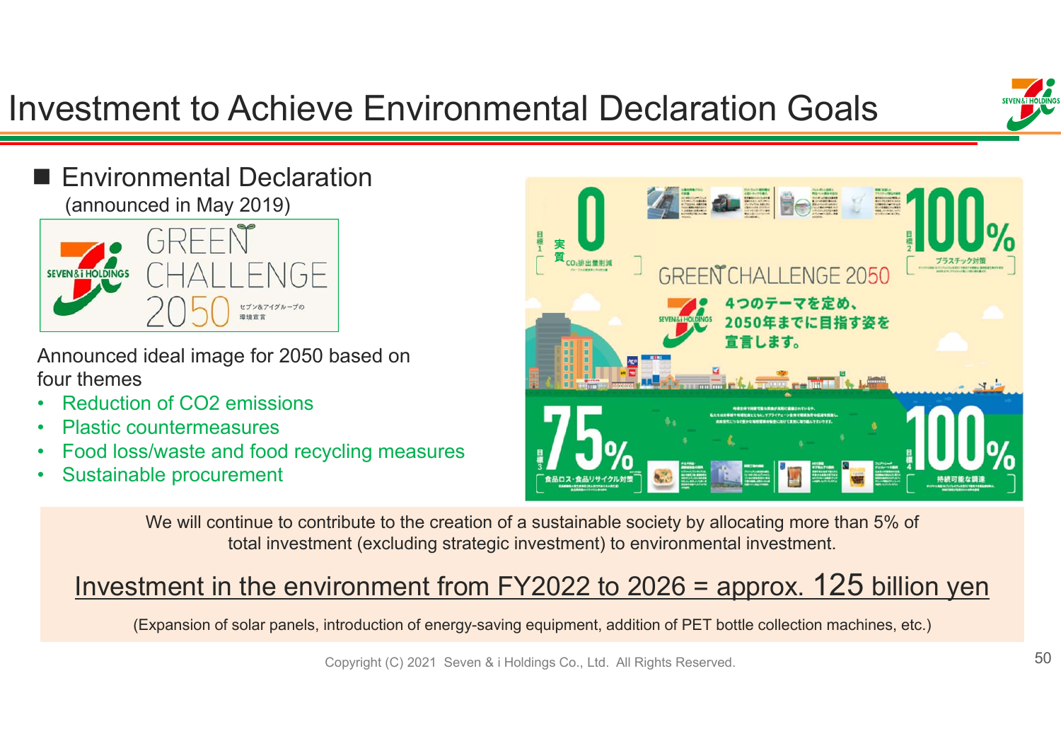# Investment to Achieve Environmental Declaration Goals

## ■ Environmental Declaration

(announced in May 2019)

GREEN CHALLENGE 2050

セブン&アイグループの環境宣言

Announced ideal image for 2050 based on four themes

- Reduction of CO2 emissions
- Plastic countermeasures
- Food loss/waste and food recycling measures
- Sustainable procurement

GREEN CHALLENGE 2050

4つのテーマを定め、2050年までに目指す姿を宣言します。

- 目標1 実質 0 CO₂排出量削減
- 目標2 100% プラスチック対策
- 目標3 75% 食品ロス・食品リサイクル対策
- 目標4 100% 持続可能な調達

We will continue to contribute to the creation of a sustainable society by allocating more than 5% of total investment (excluding strategic investment) to environmental investment.

<u>Investment in the environment from FY2022 to 2026 = approx. 125 billion yen</u>

(Expansion of solar panels, introduction of energy-saving equipment, addition of PET bottle collection machines, etc.)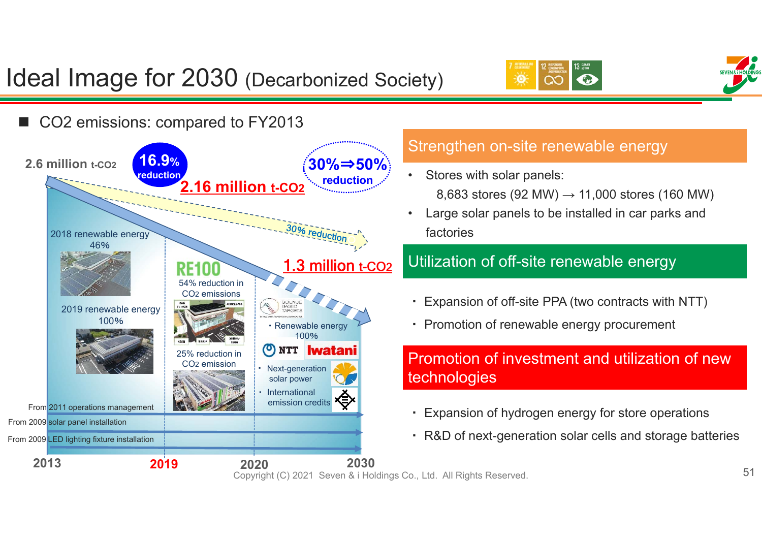# Ideal Image for 2030 (Decarbonized Society)

■ $CO_2$ emissions: compared to FY2013

2.6 million t-$CO_2$

**16.9% reduction**

**2.16 million t-$CO_2$**

**30%⇒50% reduction**

30% reduction

**1.3 million t-$CO_2$**

2018 renewable energy 46%

2019 renewable energy 100%

RE100

54% reduction in $CO_2$ emissions

25% reduction in $CO_2$ emission

SCIENCE BASED TARGETS

・Renewable energy 100%

NTT Iwatani

・Next-generation solar power

・International emission credits

From 2011 operations management

From 2009 solar panel installation

From 2009 LED lighting fixture installation

2013 | 2019 | 2020 | 2030

## Strengthen on-site renewable energy

- Stores with solar panels:
  8,683 stores (92 MW) → 11,000 stores (160 MW)
- Large solar panels to be installed in car parks and factories

## Utilization of off-site renewable energy

- Expansion of off-site PPA (two contracts with NTT)
- Promotion of renewable energy procurement

## Promotion of investment and utilization of new technologies

- Expansion of hydrogen energy for store operations
- R&D of next-generation solar cells and storage batteries

Copyright (C) 2021 Seven & i Holdings Co., Ltd. All Rights Reserved.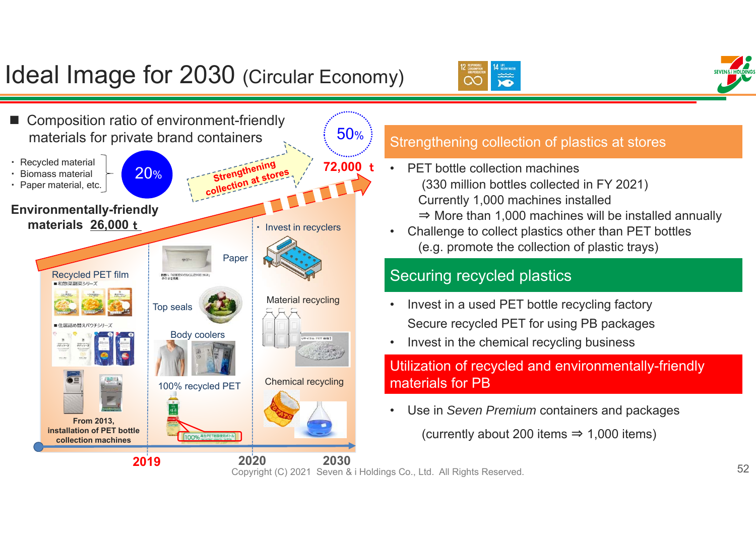# Ideal Image for 2030 (Circular Economy)

## ■ Composition ratio of environment-friendly materials for private brand containers

- Recycled material
- Biomass material
- Paper material, etc.

20%

**Environmentally-friendly materials 26,000 t**

Strengthening collection at stores

50%

72,000 t

- Invest in recyclers

Recycled PET film

■和惣菜副菜シリーズ

■住居詰め替えパウチシリーズ

From 2013, installation of PET bottle collection machines

Paper

Top seals

Body coolers

100% recycled PET

Material recycling

Chemical recycling

2019 2020 2030

## Strengthening collection of plastics at stores

- PET bottle collection machines
  (330 million bottles collected in FY 2021)
  Currently 1,000 machines installed
  ⇒ More than 1,000 machines will be installed annually
- Challenge to collect plastics other than PET bottles
  (e.g. promote the collection of plastic trays)

## Securing recycled plastics

- Invest in a used PET bottle recycling factory
  Secure recycled PET for using PB packages
- Invest in the chemical recycling business

## Utilization of recycled and environmentally-friendly materials for PB

- Use in *Seven Premium* containers and packages
  (currently about 200 items ⇒ 1,000 items)

Copyright (C) 2021 Seven & i Holdings Co., Ltd. All Rights Reserved.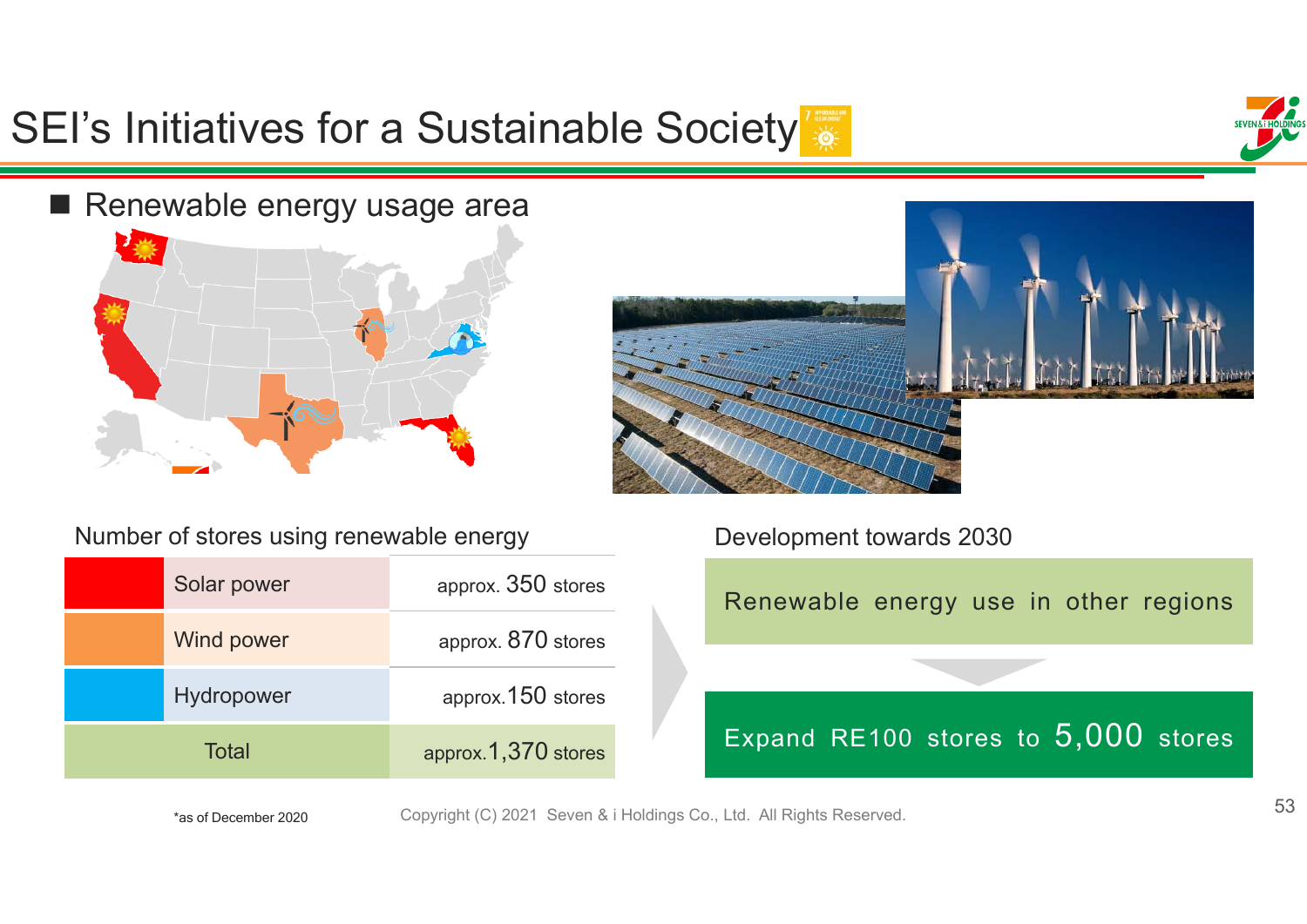# SEI's Initiatives for a Sustainable Society

## Renewable energy usage area

### Number of stores using renewable energy

| | Type | Stores |
|---|---|---|
| | Solar power | approx. 350 stores |
| | Wind power | approx. 870 stores |
| | Hydropower | approx. 150 stores |
| Total | | approx. 1,370 stores |

*as of December 2020

### Development towards 2030

Renewable energy use in other regions

Expand RE100 stores to 5,000 stores

Copyright (C) 2021 Seven & i Holdings Co., Ltd. All Rights Reserved.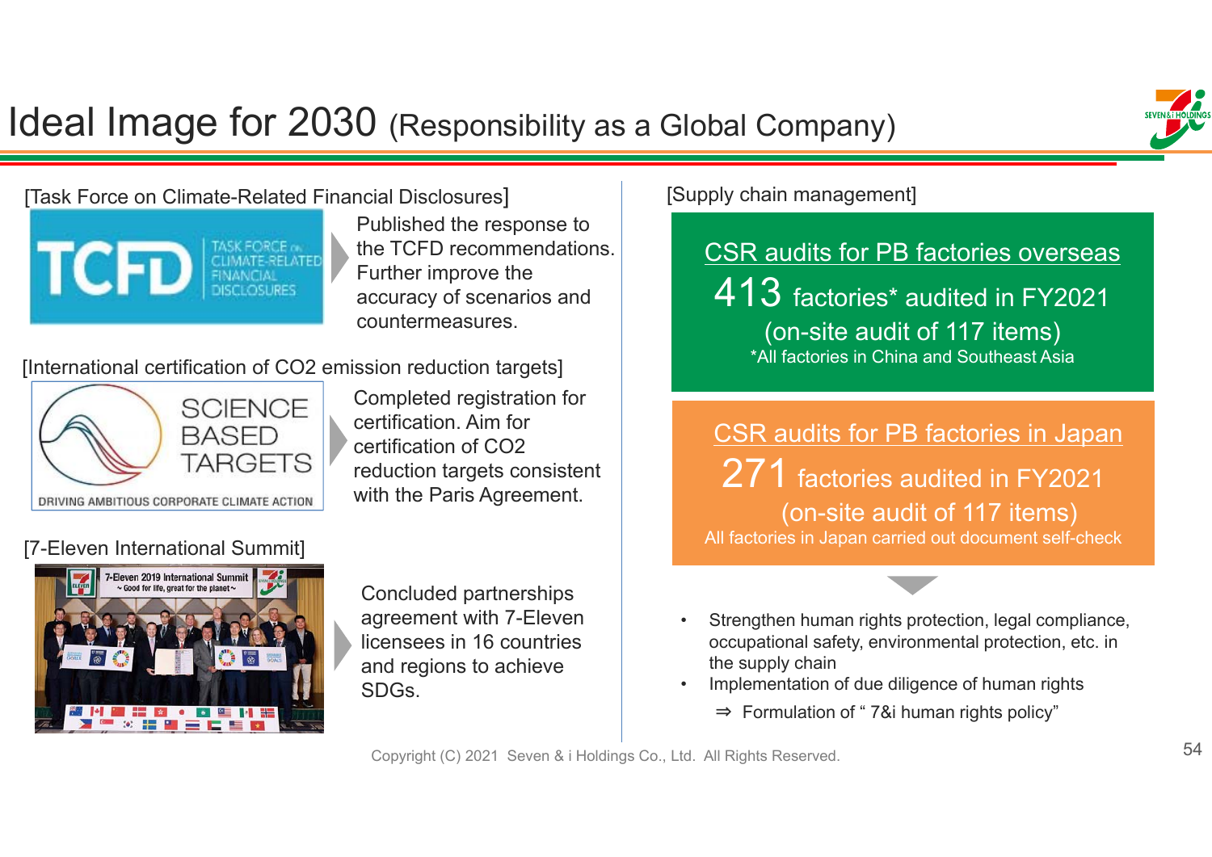# Ideal Image for 2030 (Responsibility as a Global Company)

[Task Force on Climate-Related Financial Disclosures]

Published the response to the TCFD recommendations. Further improve the accuracy of scenarios and countermeasures.

[International certification of CO2 emission reduction targets]

Completed registration for certification. Aim for certification of CO2 reduction targets consistent with the Paris Agreement.

[7-Eleven International Summit]

Concluded partnerships agreement with 7-Eleven licensees in 16 countries and regions to achieve SDGs.

[Supply chain management]

**CSR audits for PB factories overseas**

413 factories* audited in FY2021

(on-site audit of 117 items)

*All factories in China and Southeast Asia

**CSR audits for PB factories in Japan**

271 factories audited in FY2021

(on-site audit of 117 items)

All factories in Japan carried out document self-check

- Strengthen human rights protection, legal compliance, occupational safety, environmental protection, etc. in the supply chain
- Implementation of due diligence of human rights
  - ⇒ Formulation of " 7&i human rights policy"

Copyright (C) 2021 Seven & i Holdings Co., Ltd. All Rights Reserved.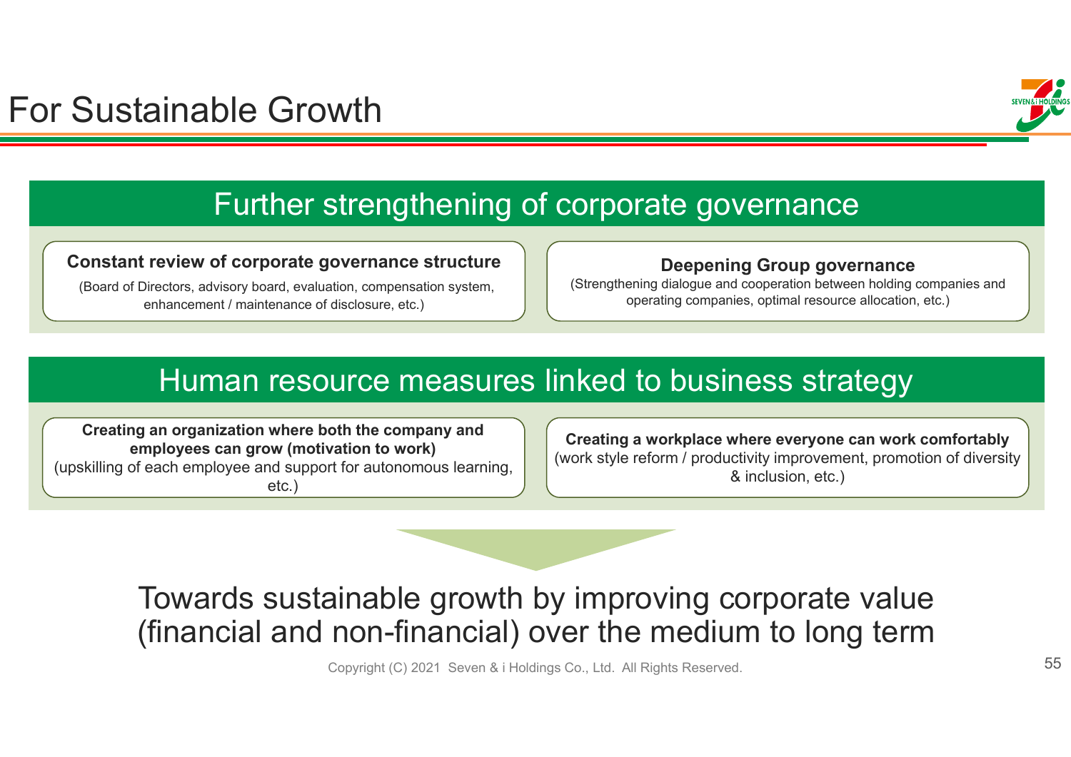# For Sustainable Growth

## Further strengthening of corporate governance

**Constant review of corporate governance structure**
(Board of Directors, advisory board, evaluation, compensation system, enhancement / maintenance of disclosure, etc.)

**Deepening Group governance**
(Strengthening dialogue and cooperation between holding companies and operating companies, optimal resource allocation, etc.)

## Human resource measures linked to business strategy

**Creating an organization where both the company and employees can grow (motivation to work)**
(upskilling of each employee and support for autonomous learning, etc.)

**Creating a workplace where everyone can work comfortably**
(work style reform / productivity improvement, promotion of diversity & inclusion, etc.)

Towards sustainable growth by improving corporate value (financial and non-financial) over the medium to long term

Copyright (C) 2021 Seven & i Holdings Co., Ltd. All Rights Reserved.